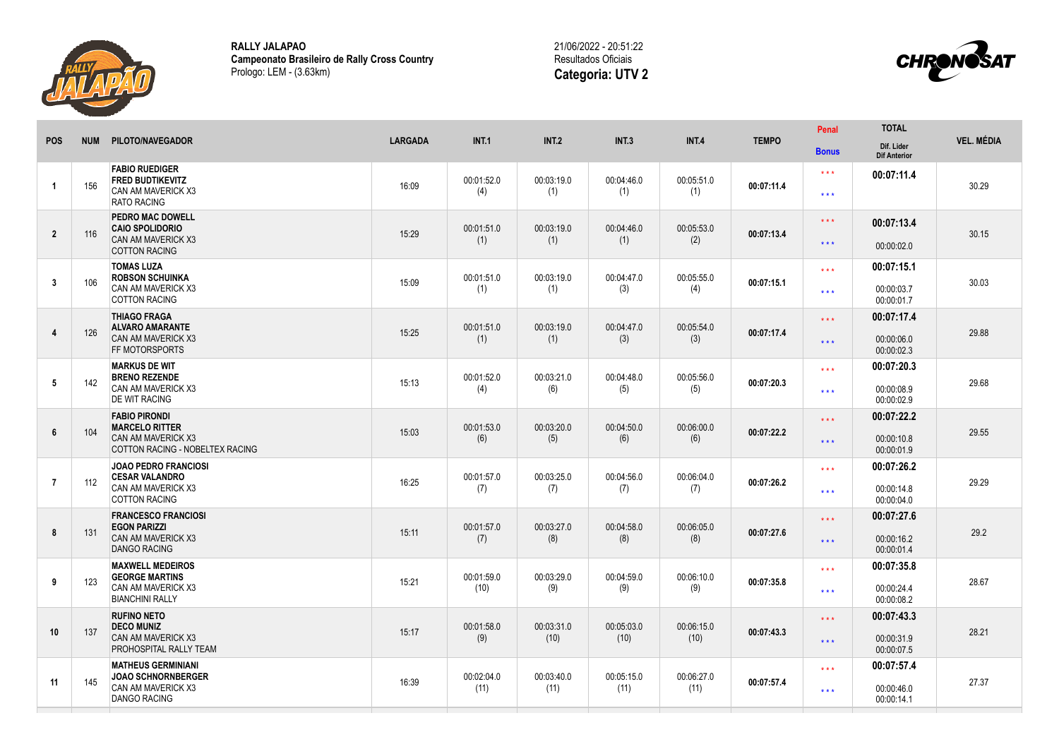**RALLY JALAPAO**
**Campeonato Brasileiro de Rally Cross Country**
Prologo: LEM - (3.63km)

21/06/2022 - 20:51:22
Resultados Oficiais
**Categoria: UTV 2**

| POS | NUM | PILOTO/NAVEGADOR | LARGADA | INT.1 | INT.2 | INT.3 | INT.4 | TEMPO | Penal / Bonus | TOTAL / Dif. Lider / Dif Anterior | VEL. MÉDIA |
|---|---|---|---|---|---|---|---|---|---|---|---|
| 1 | 156 | **FABIO RUEDIGER** **FRED BUDTIKEVITZ** CAN AM MAVERICK X3 RATO RACING | 16:09 | 00:01:52.0 (4) | 00:03:19.0 (1) | 00:04:46.0 (1) | 00:05:51.0 (1) | **00:07:11.4** | \*\*\* \*\*\* | **00:07:11.4** | 30.29 |
| 2 | 116 | **PEDRO MAC DOWELL** **CAIO SPOLIDORIO** CAN AM MAVERICK X3 COTTON RACING | 15:29 | 00:01:51.0 (1) | 00:03:19.0 (1) | 00:04:46.0 (1) | 00:05:53.0 (2) | **00:07:13.4** | \*\*\* \*\*\* | **00:07:13.4** 00:00:02.0 | 30.15 |
| 3 | 106 | **TOMAS LUZA** **ROBSON SCHUINKA** CAN AM MAVERICK X3 COTTON RACING | 15:09 | 00:01:51.0 (1) | 00:03:19.0 (1) | 00:04:47.0 (3) | 00:05:55.0 (4) | **00:07:15.1** | \*\*\* \*\*\* | **00:07:15.1** 00:00:03.7 00:00:01.7 | 30.03 |
| 4 | 126 | **THIAGO FRAGA** **ALVARO AMARANTE** CAN AM MAVERICK X3 FF MOTORSPORTS | 15:25 | 00:01:51.0 (1) | 00:03:19.0 (1) | 00:04:47.0 (3) | 00:05:54.0 (3) | **00:07:17.4** | \*\*\* \*\*\* | **00:07:17.4** 00:00:06.0 00:00:02.3 | 29.88 |
| 5 | 142 | **MARKUS DE WIT** **BRENO REZENDE** CAN AM MAVERICK X3 DE WIT RACING | 15:13 | 00:01:52.0 (4) | 00:03:21.0 (6) | 00:04:48.0 (5) | 00:05:56.0 (5) | **00:07:20.3** | \*\*\* \*\*\* | **00:07:20.3** 00:00:08.9 00:00:02.9 | 29.68 |
| 6 | 104 | **FABIO PIRONDI** **MARCELO RITTER** CAN AM MAVERICK X3 COTTON RACING - NOBELTEX RACING | 15:03 | 00:01:53.0 (6) | 00:03:20.0 (5) | 00:04:50.0 (6) | 00:06:00.0 (6) | **00:07:22.2** | \*\*\* \*\*\* | **00:07:22.2** 00:00:10.8 00:00:01.9 | 29.55 |
| 7 | 112 | **JOAO PEDRO FRANCIOSI** **CESAR VALANDRO** CAN AM MAVERICK X3 COTTON RACING | 16:25 | 00:01:57.0 (7) | 00:03:25.0 (7) | 00:04:56.0 (7) | 00:06:04.0 (7) | **00:07:26.2** | \*\*\* \*\*\* | **00:07:26.2** 00:00:14.8 00:00:04.0 | 29.29 |
| 8 | 131 | **FRANCESCO FRANCIOSI** **EGON PARIZZI** CAN AM MAVERICK X3 DANGO RACING | 15:11 | 00:01:57.0 (7) | 00:03:27.0 (8) | 00:04:58.0 (8) | 00:06:05.0 (8) | **00:07:27.6** | \*\*\* \*\*\* | **00:07:27.6** 00:00:16.2 00:00:01.4 | 29.2 |
| 9 | 123 | **MAXWELL MEDEIROS** **GEORGE MARTINS** CAN AM MAVERICK X3 BIANCHINI RALLY | 15:21 | 00:01:59.0 (10) | 00:03:29.0 (9) | 00:04:59.0 (9) | 00:06:10.0 (9) | **00:07:35.8** | \*\*\* \*\*\* | **00:07:35.8** 00:00:24.4 00:00:08.2 | 28.67 |
| 10 | 137 | **RUFINO NETO** **DECO MUNIZ** CAN AM MAVERICK X3 PROHOSPITAL RALLY TEAM | 15:17 | 00:01:58.0 (9) | 00:03:31.0 (10) | 00:05:03.0 (10) | 00:06:15.0 (10) | **00:07:43.3** | \*\*\* \*\*\* | **00:07:43.3** 00:00:31.9 00:00:07.5 | 28.21 |
| 11 | 145 | **MATHEUS GERMINIANI** **JOAO SCHNORNBERGER** CAN AM MAVERICK X3 DANGO RACING | 16:39 | 00:02:04.0 (11) | 00:03:40.0 (11) | 00:05:15.0 (11) | 00:06:27.0 (11) | **00:07:57.4** | \*\*\* \*\*\* | **00:07:57.4** 00:00:46.0 00:00:14.1 | 27.37 |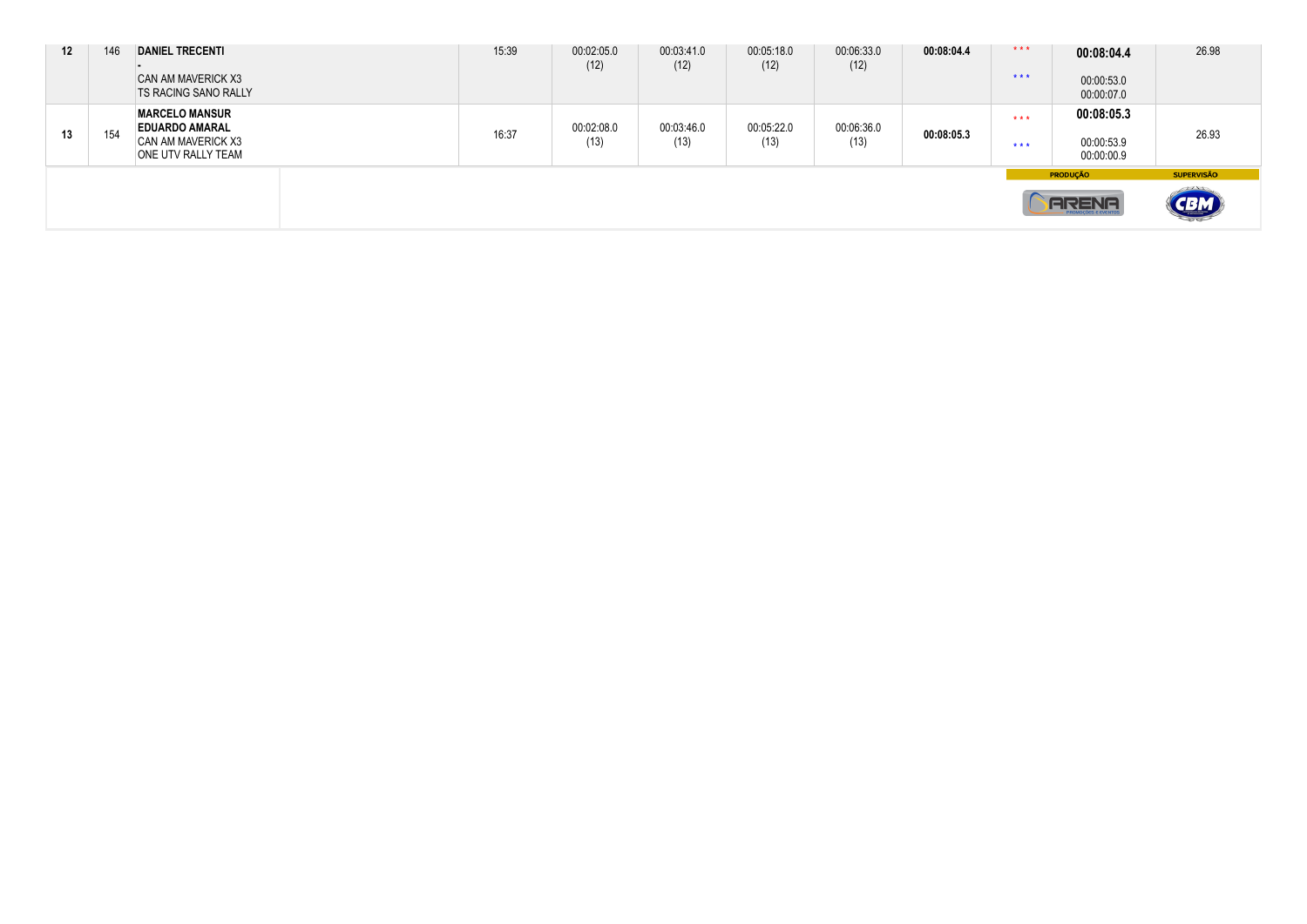| | | | | | | | | | | | |
|---|---|---|---|---|---|---|---|---|---|---|---|
| 12 | 146 | **DANIEL TRECENTI**<br>**-**<br>CAN AM MAVERICK X3<br>TS RACING SANO RALLY | 15:39 | 00:02:05.0<br>(12) | 00:03:41.0<br>(12) | 00:05:18.0<br>(12) | 00:06:33.0<br>(12) | **00:08:04.4** | * * *<br>* * * | **00:08:04.4**<br>00:00:53.0<br>00:00:07.0 | 26.98 |
| 13 | 154 | **MARCELO MANSUR**<br>**EDUARDO AMARAL**<br>CAN AM MAVERICK X3<br>ONE UTV RALLY TEAM | 16:37 | 00:02:08.0<br>(13) | 00:03:46.0<br>(13) | 00:05:22.0<br>(13) | 00:06:36.0<br>(13) | **00:08:05.3** | * * *<br>* * * | **00:08:05.3**<br>00:00:53.9<br>00:00:00.9 | 26.93 |

PRODUÇÃO SUPERVISÃO

ARENA PROMOÇÕES E EVENTOS CBM